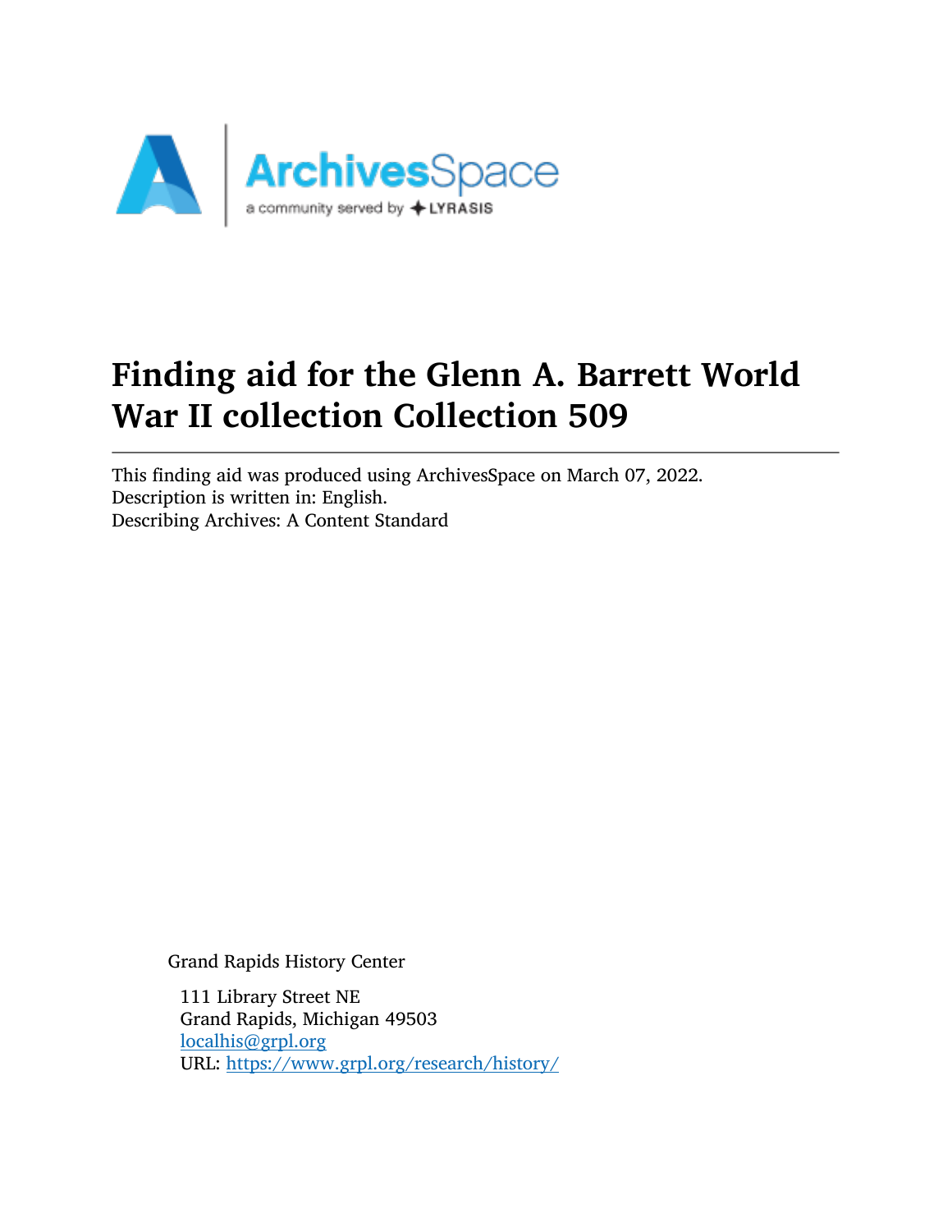# Finding aid for the Glenn A. Barrett World War II collection Collection 509

This finding aid was produced using ArchivesSpace on March 07, 2022.
Description is written in: English.
Describing Archives: A Content Standard

Grand Rapids History Center

111 Library Street NE
Grand Rapids, Michigan 49503
localhis@grpl.org
URL: https://www.grpl.org/research/history/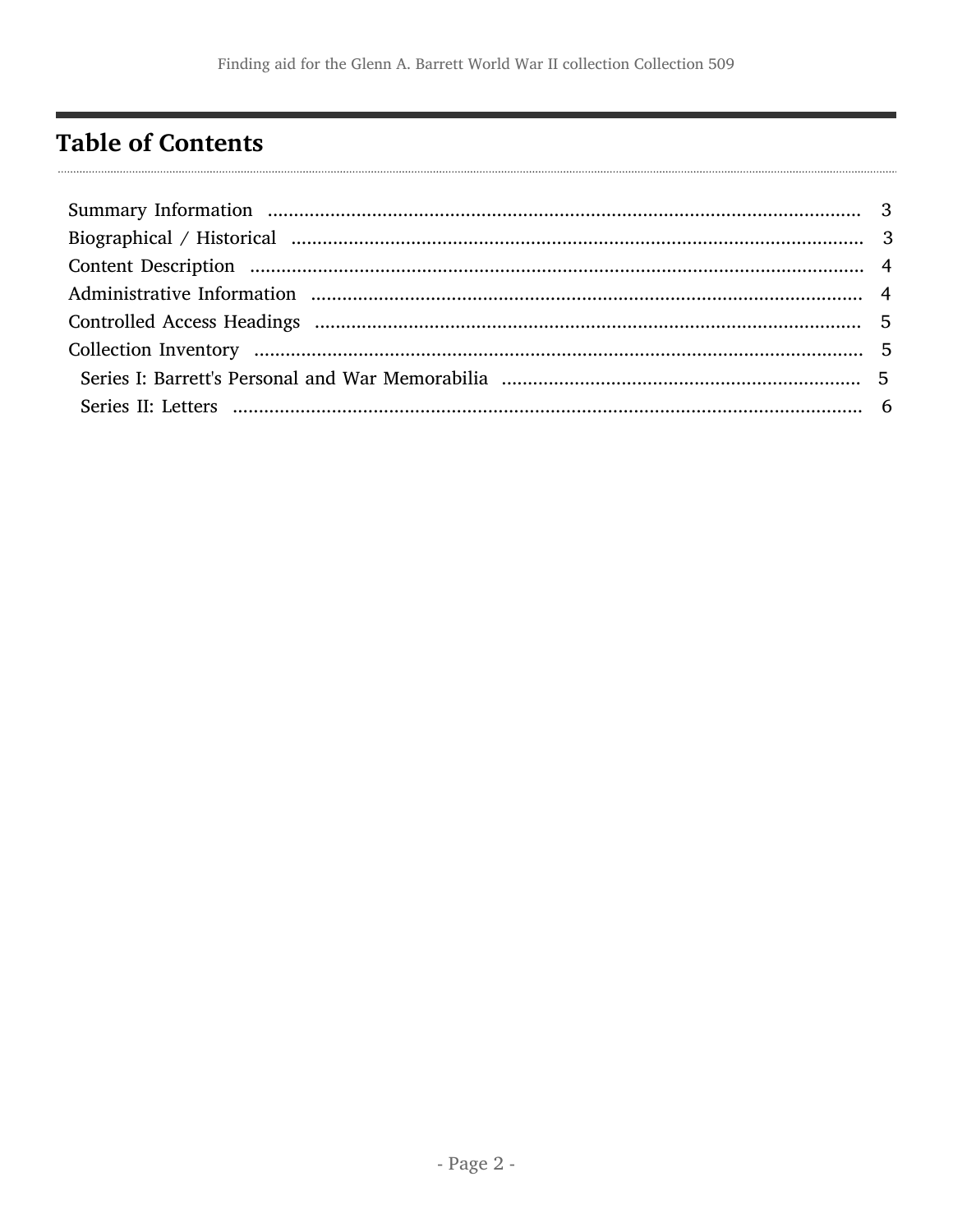## Table of Contents

- Summary Information ..................................................................................................... 3
- Biographical / Historical ................................................................................................ 3
- Content Description ....................................................................................................... 4
- Administrative Information ............................................................................................ 4
- Controlled Access Headings .......................................................................................... 5
- Collection Inventory ....................................................................................................... 5
  - Series I: Barrett's Personal and War Memorabilia ..................................................... 5
  - Series II: Letters ........................................................................................................ 6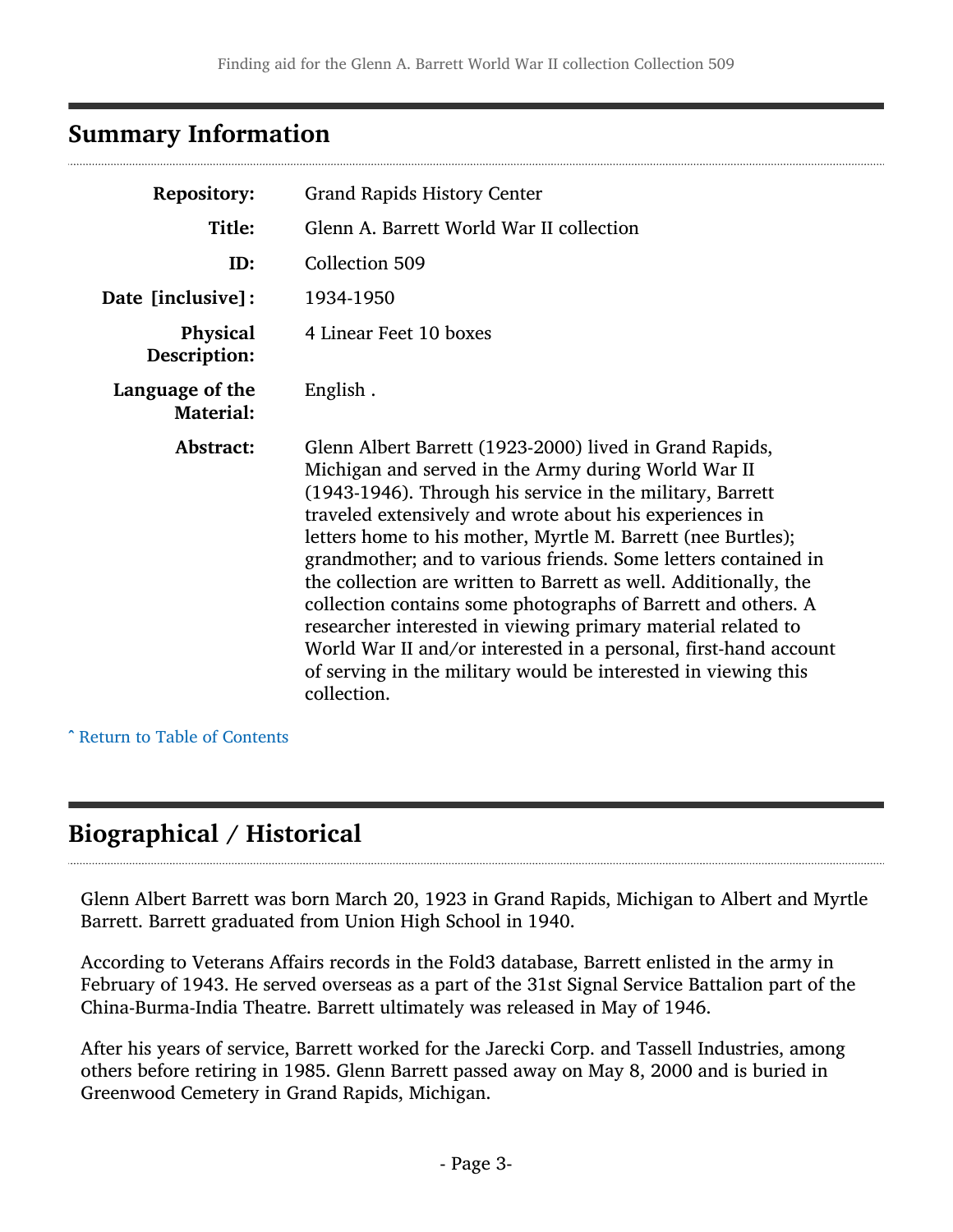## Summary Information

| | |
|---|---|
| **Repository:** | Grand Rapids History Center |
| **Title:** | Glenn A. Barrett World War II collection |
| **ID:** | Collection 509 |
| **Date [inclusive]:** | 1934-1950 |
| **Physical Description:** | 4 Linear Feet 10 boxes |
| **Language of the Material:** | English . |
| **Abstract:** | Glenn Albert Barrett (1923-2000) lived in Grand Rapids, Michigan and served in the Army during World War II (1943-1946). Through his service in the military, Barrett traveled extensively and wrote about his experiences in letters home to his mother, Myrtle M. Barrett (nee Burtles); grandmother; and to various friends. Some letters contained in the collection are written to Barrett as well. Additionally, the collection contains some photographs of Barrett and others. A researcher interested in viewing primary material related to World War II and/or interested in a personal, first-hand account of serving in the military would be interested in viewing this collection. |

ˆ Return to Table of Contents

## Biographical / Historical

Glenn Albert Barrett was born March 20, 1923 in Grand Rapids, Michigan to Albert and Myrtle Barrett. Barrett graduated from Union High School in 1940.

According to Veterans Affairs records in the Fold3 database, Barrett enlisted in the army in February of 1943. He served overseas as a part of the 31st Signal Service Battalion part of the China-Burma-India Theatre. Barrett ultimately was released in May of 1946.

After his years of service, Barrett worked for the Jarecki Corp. and Tassell Industries, among others before retiring in 1985. Glenn Barrett passed away on May 8, 2000 and is buried in Greenwood Cemetery in Grand Rapids, Michigan.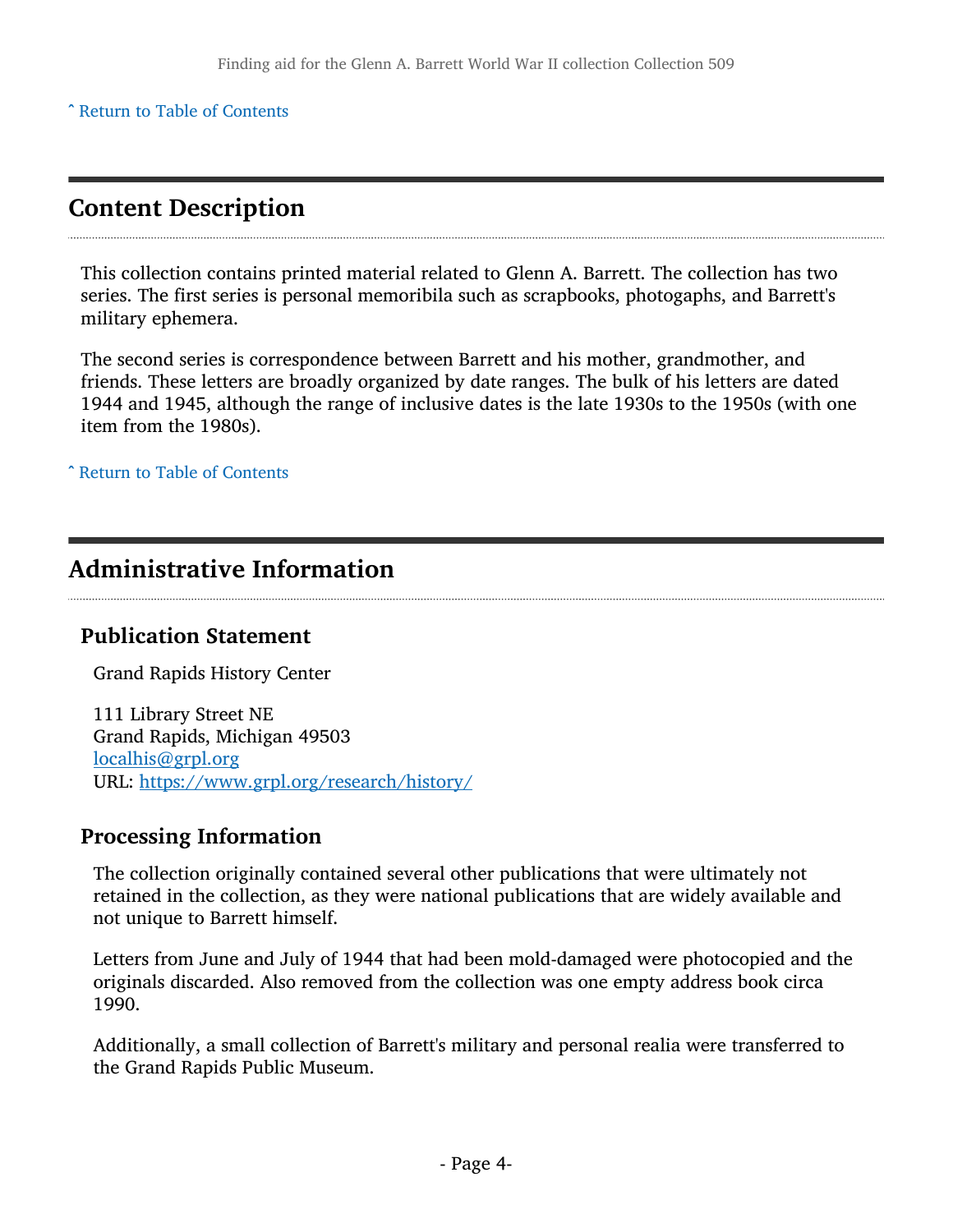ˆ Return to Table of Contents

## Content Description

This collection contains printed material related to Glenn A. Barrett. The collection has two series. The first series is personal memoribila such as scrapbooks, photogaphs, and Barrett's military ephemera.

The second series is correspondence between Barrett and his mother, grandmother, and friends. These letters are broadly organized by date ranges. The bulk of his letters are dated 1944 and 1945, although the range of inclusive dates is the late 1930s to the 1950s (with one item from the 1980s).

ˆ Return to Table of Contents

## Administrative Information

### Publication Statement

Grand Rapids History Center

111 Library Street NE
Grand Rapids, Michigan 49503
localhis@grpl.org
URL: https://www.grpl.org/research/history/

### Processing Information

The collection originally contained several other publications that were ultimately not retained in the collection, as they were national publications that are widely available and not unique to Barrett himself.

Letters from June and July of 1944 that had been mold-damaged were photocopied and the originals discarded. Also removed from the collection was one empty address book circa 1990.

Additionally, a small collection of Barrett's military and personal realia were transferred to the Grand Rapids Public Museum.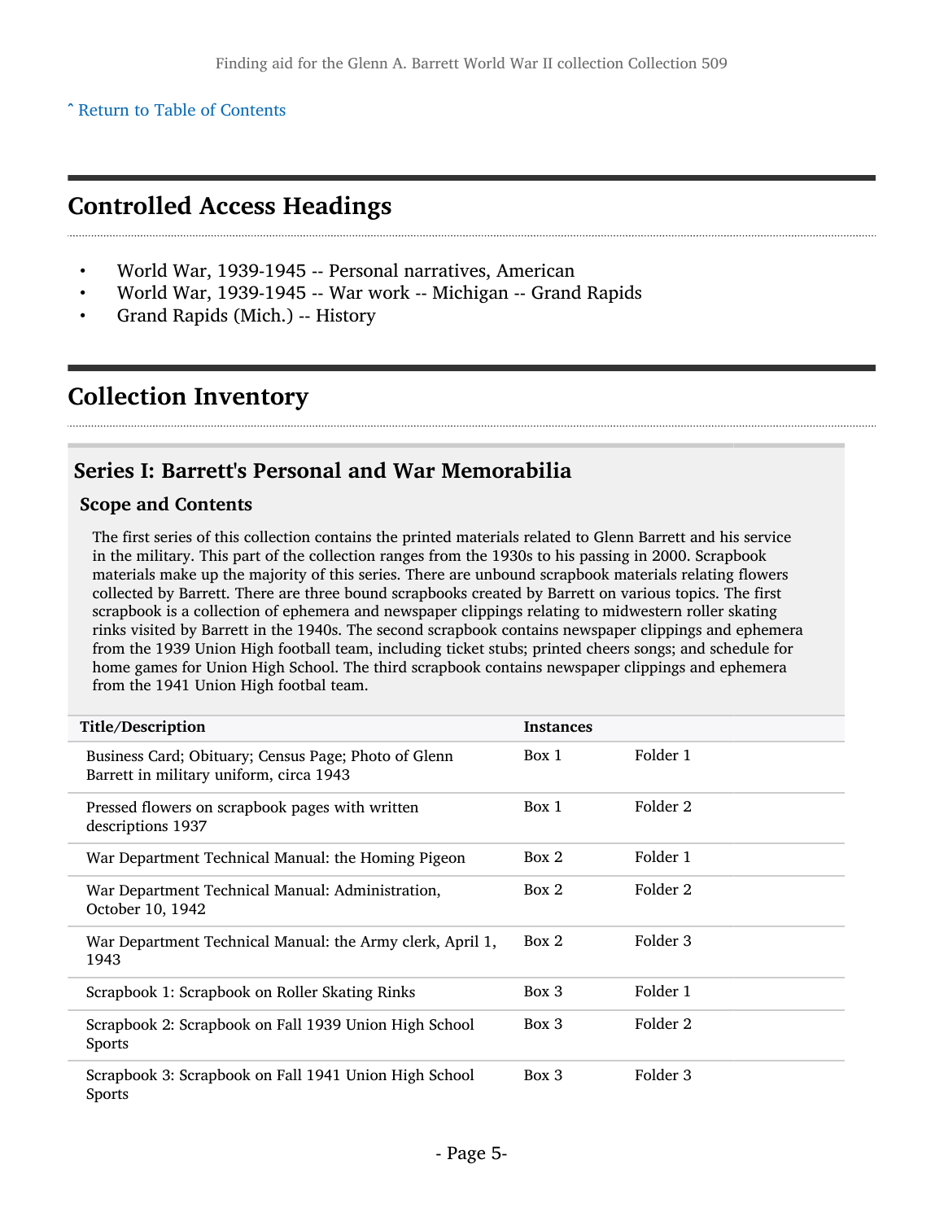^ Return to Table of Contents

## Controlled Access Headings

- World War, 1939-1945 -- Personal narratives, American
- World War, 1939-1945 -- War work -- Michigan -- Grand Rapids
- Grand Rapids (Mich.) -- History

## Collection Inventory

### Series I: Barrett's Personal and War Memorabilia

#### Scope and Contents

The first series of this collection contains the printed materials related to Glenn Barrett and his service in the military. This part of the collection ranges from the 1930s to his passing in 2000. Scrapbook materials make up the majority of this series. There are unbound scrapbook materials relating flowers collected by Barrett. There are three bound scrapbooks created by Barrett on various topics. The first scrapbook is a collection of ephemera and newspaper clippings relating to midwestern roller skating rinks visited by Barrett in the 1940s. The second scrapbook contains newspaper clippings and ephemera from the 1939 Union High football team, including ticket stubs; printed cheers songs; and schedule for home games for Union High School. The third scrapbook contains newspaper clippings and ephemera from the 1941 Union High footbal team.

| Title/Description | Instances | |
|---|---|---|
| Business Card; Obituary; Census Page; Photo of Glenn Barrett in military uniform, circa 1943 | Box 1 | Folder 1 |
| Pressed flowers on scrapbook pages with written descriptions 1937 | Box 1 | Folder 2 |
| War Department Technical Manual: the Homing Pigeon | Box 2 | Folder 1 |
| War Department Technical Manual: Administration, October 10, 1942 | Box 2 | Folder 2 |
| War Department Technical Manual: the Army clerk, April 1, 1943 | Box 2 | Folder 3 |
| Scrapbook 1: Scrapbook on Roller Skating Rinks | Box 3 | Folder 1 |
| Scrapbook 2: Scrapbook on Fall 1939 Union High School Sports | Box 3 | Folder 2 |
| Scrapbook 3: Scrapbook on Fall 1941 Union High School Sports | Box 3 | Folder 3 |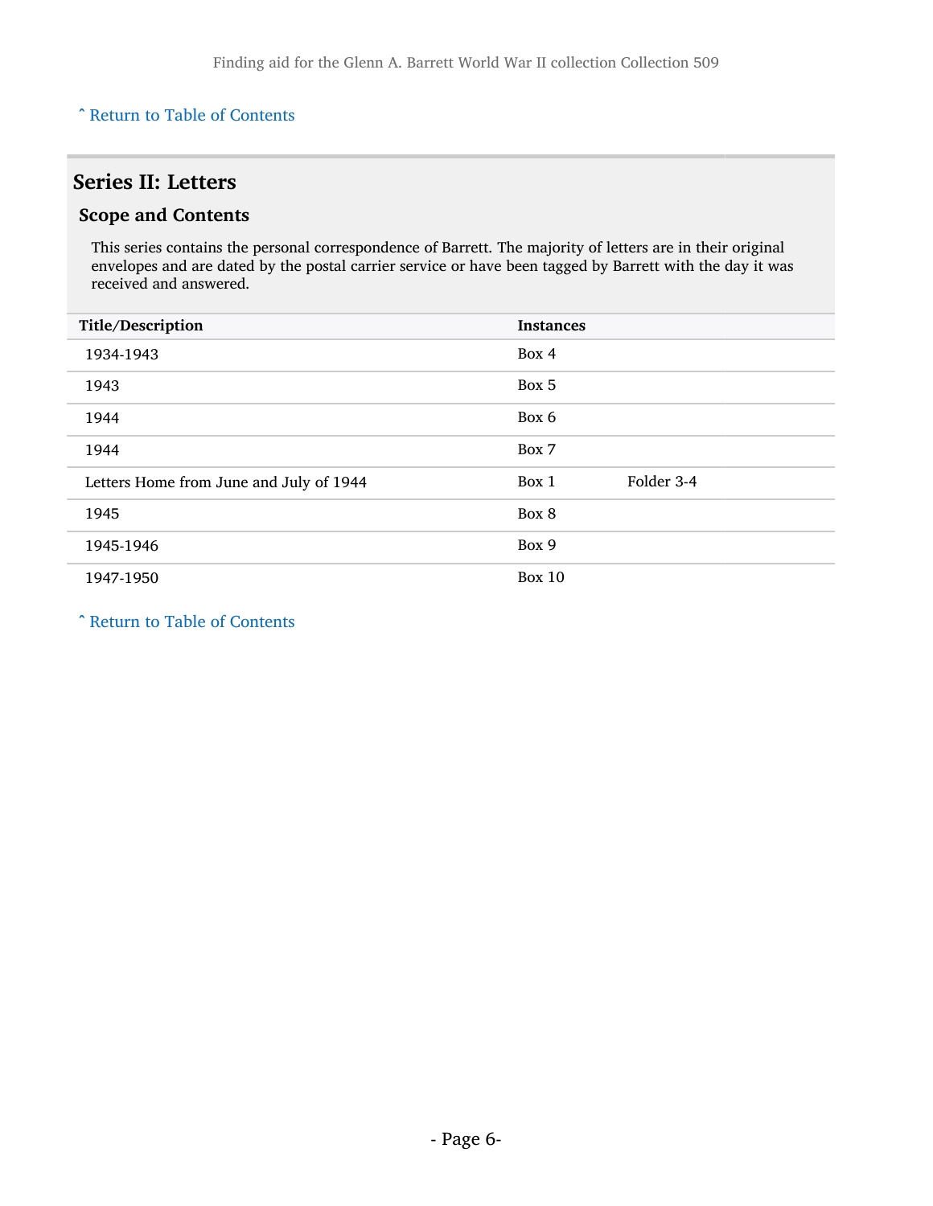ˆ Return to Table of Contents

## Series II: Letters

### Scope and Contents

This series contains the personal correspondence of Barrett. The majority of letters are in their original envelopes and are dated by the postal carrier service or have been tagged by Barrett with the day it was received and answered.

| Title/Description | Instances | |
|---|---|---|
| 1934-1943 | Box 4 | |
| 1943 | Box 5 | |
| 1944 | Box 6 | |
| 1944 | Box 7 | |
| Letters Home from June and July of 1944 | Box 1 | Folder 3-4 |
| 1945 | Box 8 | |
| 1945-1946 | Box 9 | |
| 1947-1950 | Box 10 | |

ˆ Return to Table of Contents